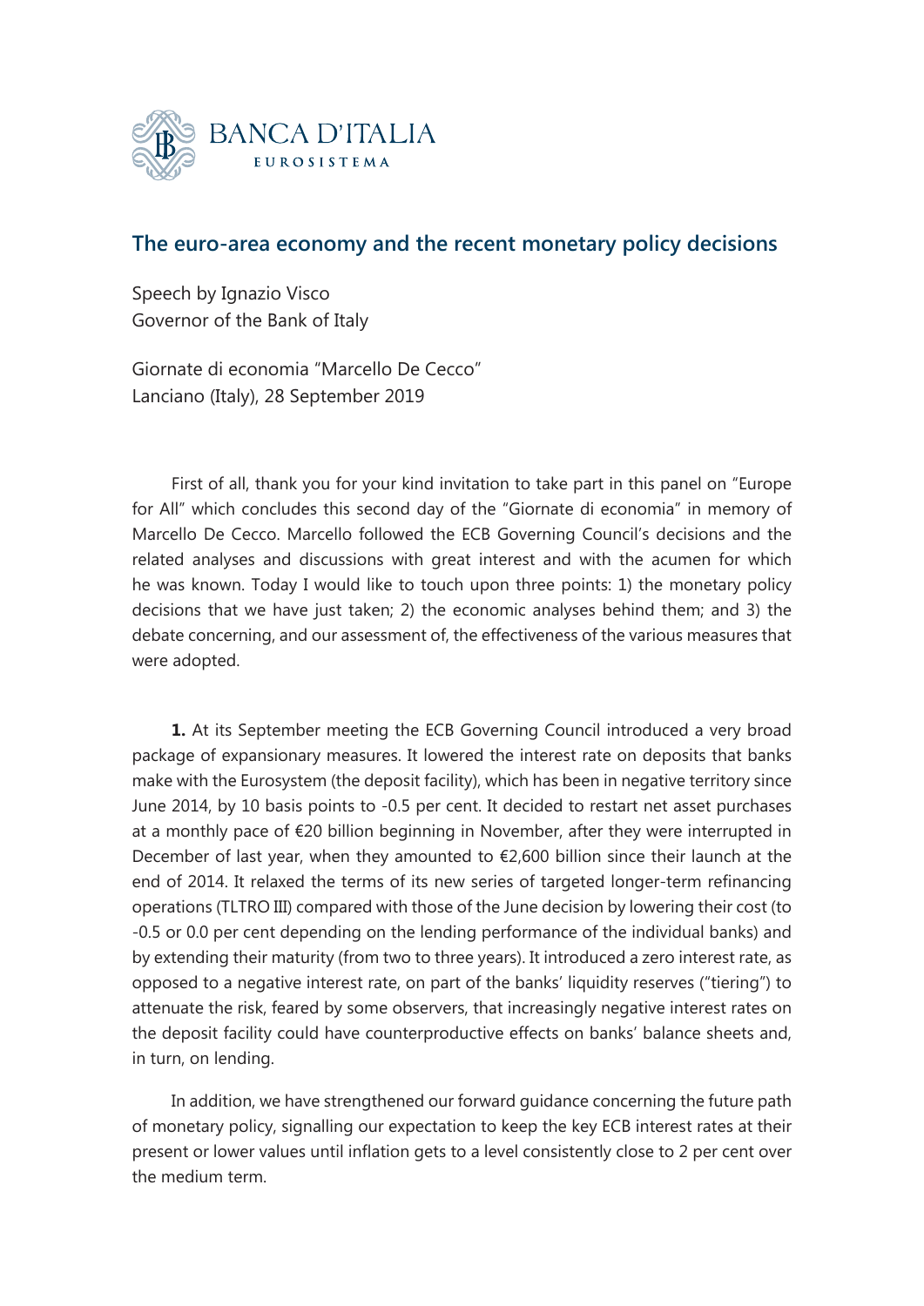BANCA D'ITALIA
EUROSISTEMA

## The euro-area economy and the recent monetary policy decisions

Speech by Ignazio Visco
Governor of the Bank of Italy

Giornate di economia "Marcello De Cecco"
Lanciano (Italy), 28 September 2019

First of all, thank you for your kind invitation to take part in this panel on "Europe for All" which concludes this second day of the "Giornate di economia" in memory of Marcello De Cecco. Marcello followed the ECB Governing Council's decisions and the related analyses and discussions with great interest and with the acumen for which he was known. Today I would like to touch upon three points: 1) the monetary policy decisions that we have just taken; 2) the economic analyses behind them; and 3) the debate concerning, and our assessment of, the effectiveness of the various measures that were adopted.

**1.** At its September meeting the ECB Governing Council introduced a very broad package of expansionary measures. It lowered the interest rate on deposits that banks make with the Eurosystem (the deposit facility), which has been in negative territory since June 2014, by 10 basis points to -0.5 per cent. It decided to restart net asset purchases at a monthly pace of €20 billion beginning in November, after they were interrupted in December of last year, when they amounted to €2,600 billion since their launch at the end of 2014. It relaxed the terms of its new series of targeted longer-term refinancing operations (TLTRO III) compared with those of the June decision by lowering their cost (to -0.5 or 0.0 per cent depending on the lending performance of the individual banks) and by extending their maturity (from two to three years). It introduced a zero interest rate, as opposed to a negative interest rate, on part of the banks' liquidity reserves ("tiering") to attenuate the risk, feared by some observers, that increasingly negative interest rates on the deposit facility could have counterproductive effects on banks' balance sheets and, in turn, on lending.

In addition, we have strengthened our forward guidance concerning the future path of monetary policy, signalling our expectation to keep the key ECB interest rates at their present or lower values until inflation gets to a level consistently close to 2 per cent over the medium term.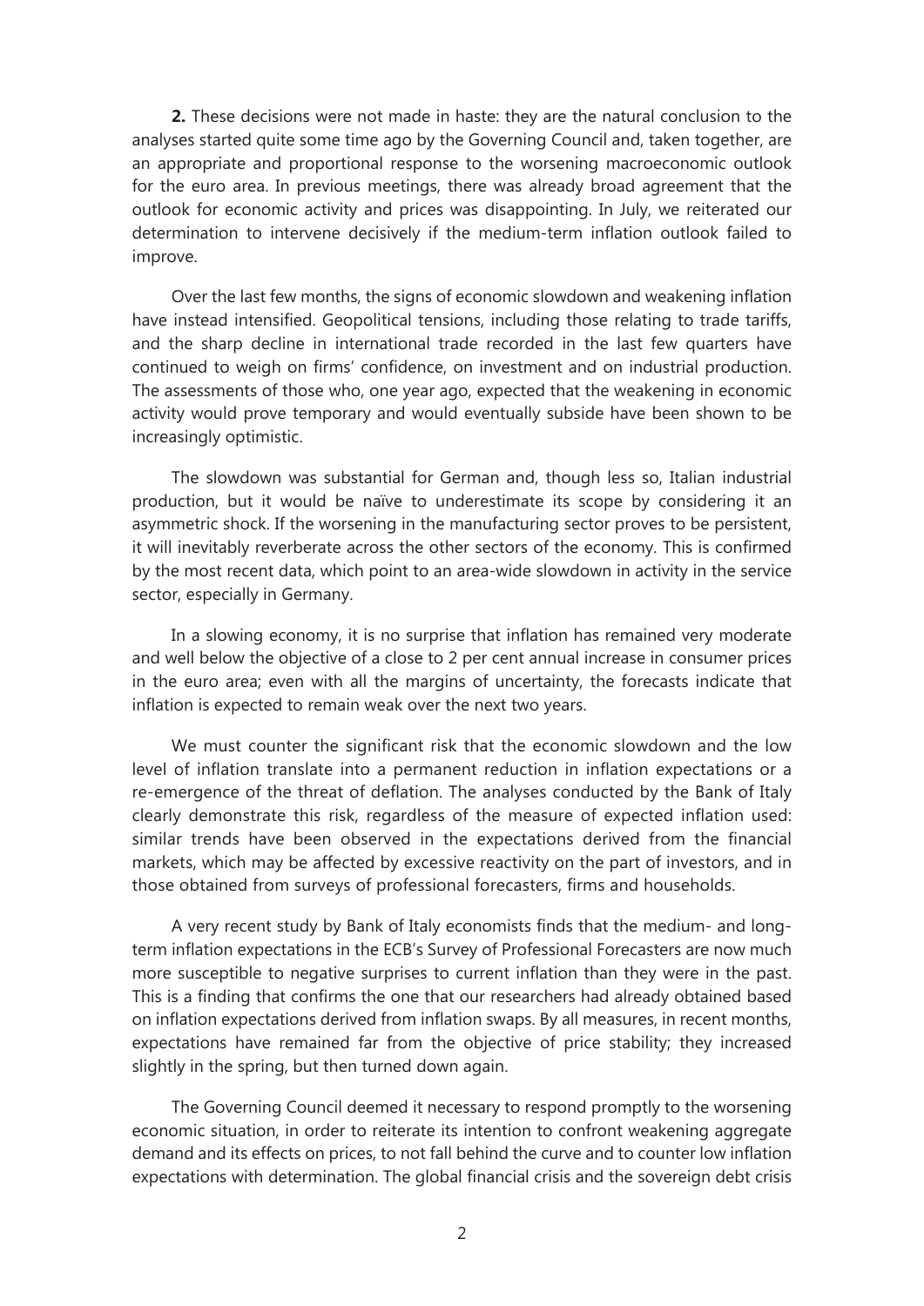**2.** These decisions were not made in haste: they are the natural conclusion to the analyses started quite some time ago by the Governing Council and, taken together, are an appropriate and proportional response to the worsening macroeconomic outlook for the euro area. In previous meetings, there was already broad agreement that the outlook for economic activity and prices was disappointing. In July, we reiterated our determination to intervene decisively if the medium-term inflation outlook failed to improve.

Over the last few months, the signs of economic slowdown and weakening inflation have instead intensified. Geopolitical tensions, including those relating to trade tariffs, and the sharp decline in international trade recorded in the last few quarters have continued to weigh on firms' confidence, on investment and on industrial production. The assessments of those who, one year ago, expected that the weakening in economic activity would prove temporary and would eventually subside have been shown to be increasingly optimistic.

The slowdown was substantial for German and, though less so, Italian industrial production, but it would be naïve to underestimate its scope by considering it an asymmetric shock. If the worsening in the manufacturing sector proves to be persistent, it will inevitably reverberate across the other sectors of the economy. This is confirmed by the most recent data, which point to an area-wide slowdown in activity in the service sector, especially in Germany.

In a slowing economy, it is no surprise that inflation has remained very moderate and well below the objective of a close to 2 per cent annual increase in consumer prices in the euro area; even with all the margins of uncertainty, the forecasts indicate that inflation is expected to remain weak over the next two years.

We must counter the significant risk that the economic slowdown and the low level of inflation translate into a permanent reduction in inflation expectations or a re-emergence of the threat of deflation. The analyses conducted by the Bank of Italy clearly demonstrate this risk, regardless of the measure of expected inflation used: similar trends have been observed in the expectations derived from the financial markets, which may be affected by excessive reactivity on the part of investors, and in those obtained from surveys of professional forecasters, firms and households.

A very recent study by Bank of Italy economists finds that the medium- and long-term inflation expectations in the ECB's Survey of Professional Forecasters are now much more susceptible to negative surprises to current inflation than they were in the past. This is a finding that confirms the one that our researchers had already obtained based on inflation expectations derived from inflation swaps. By all measures, in recent months, expectations have remained far from the objective of price stability; they increased slightly in the spring, but then turned down again.

The Governing Council deemed it necessary to respond promptly to the worsening economic situation, in order to reiterate its intention to confront weakening aggregate demand and its effects on prices, to not fall behind the curve and to counter low inflation expectations with determination. The global financial crisis and the sovereign debt crisis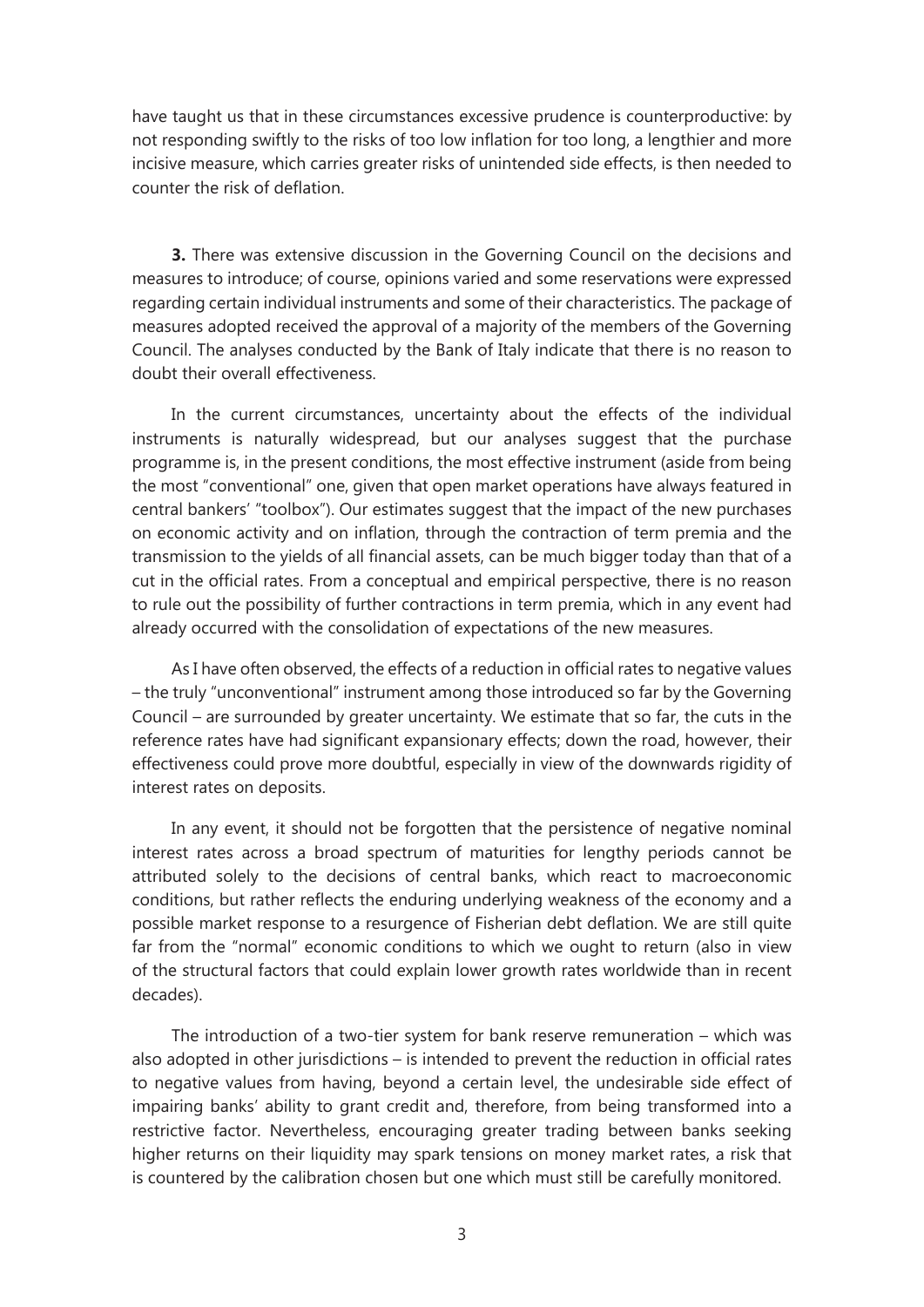have taught us that in these circumstances excessive prudence is counterproductive: by not responding swiftly to the risks of too low inflation for too long, a lengthier and more incisive measure, which carries greater risks of unintended side effects, is then needed to counter the risk of deflation.

**3.** There was extensive discussion in the Governing Council on the decisions and measures to introduce; of course, opinions varied and some reservations were expressed regarding certain individual instruments and some of their characteristics. The package of measures adopted received the approval of a majority of the members of the Governing Council. The analyses conducted by the Bank of Italy indicate that there is no reason to doubt their overall effectiveness.

In the current circumstances, uncertainty about the effects of the individual instruments is naturally widespread, but our analyses suggest that the purchase programme is, in the present conditions, the most effective instrument (aside from being the most "conventional" one, given that open market operations have always featured in central bankers' "toolbox"). Our estimates suggest that the impact of the new purchases on economic activity and on inflation, through the contraction of term premia and the transmission to the yields of all financial assets, can be much bigger today than that of a cut in the official rates. From a conceptual and empirical perspective, there is no reason to rule out the possibility of further contractions in term premia, which in any event had already occurred with the consolidation of expectations of the new measures.

As I have often observed, the effects of a reduction in official rates to negative values – the truly "unconventional" instrument among those introduced so far by the Governing Council – are surrounded by greater uncertainty. We estimate that so far, the cuts in the reference rates have had significant expansionary effects; down the road, however, their effectiveness could prove more doubtful, especially in view of the downwards rigidity of interest rates on deposits.

In any event, it should not be forgotten that the persistence of negative nominal interest rates across a broad spectrum of maturities for lengthy periods cannot be attributed solely to the decisions of central banks, which react to macroeconomic conditions, but rather reflects the enduring underlying weakness of the economy and a possible market response to a resurgence of Fisherian debt deflation. We are still quite far from the "normal" economic conditions to which we ought to return (also in view of the structural factors that could explain lower growth rates worldwide than in recent decades).

The introduction of a two-tier system for bank reserve remuneration – which was also adopted in other jurisdictions – is intended to prevent the reduction in official rates to negative values from having, beyond a certain level, the undesirable side effect of impairing banks' ability to grant credit and, therefore, from being transformed into a restrictive factor. Nevertheless, encouraging greater trading between banks seeking higher returns on their liquidity may spark tensions on money market rates, a risk that is countered by the calibration chosen but one which must still be carefully monitored.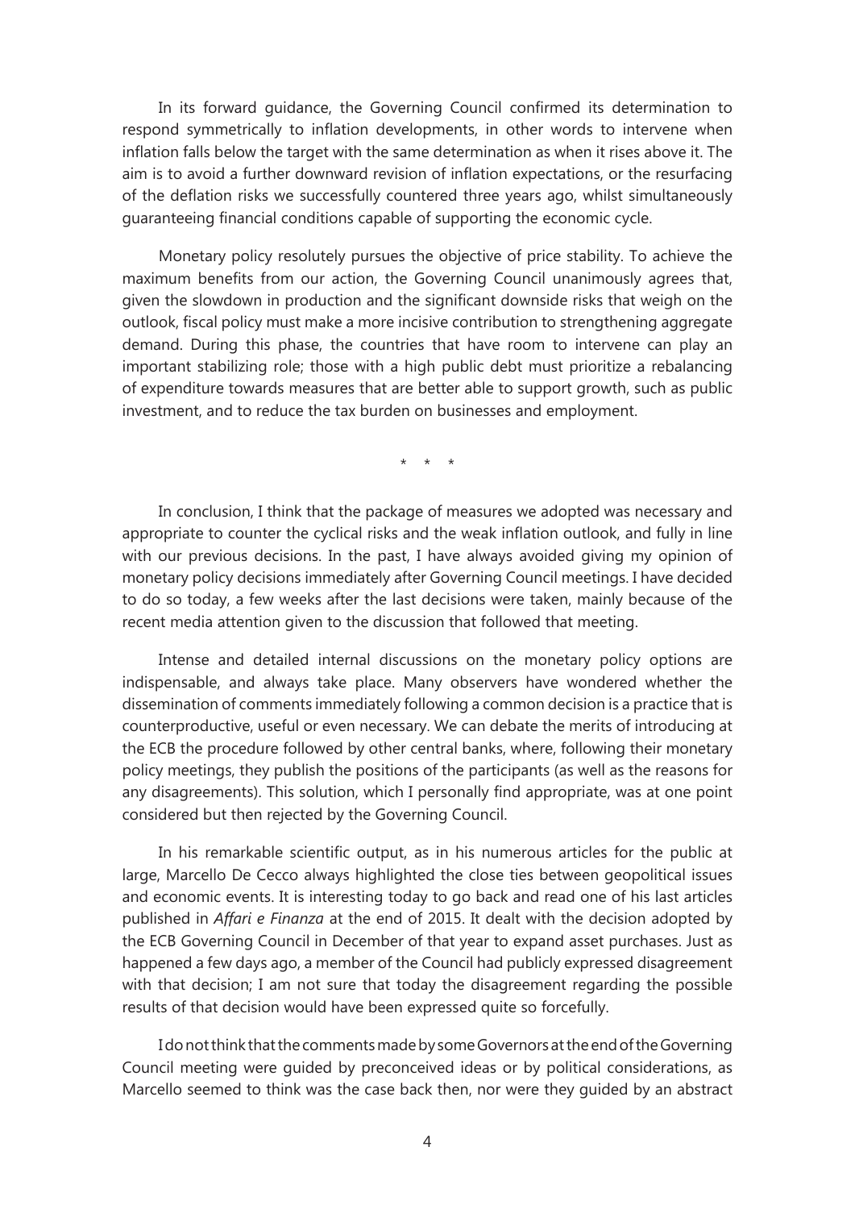In its forward guidance, the Governing Council confirmed its determination to respond symmetrically to inflation developments, in other words to intervene when inflation falls below the target with the same determination as when it rises above it. The aim is to avoid a further downward revision of inflation expectations, or the resurfacing of the deflation risks we successfully countered three years ago, whilst simultaneously guaranteeing financial conditions capable of supporting the economic cycle.

Monetary policy resolutely pursues the objective of price stability. To achieve the maximum benefits from our action, the Governing Council unanimously agrees that, given the slowdown in production and the significant downside risks that weigh on the outlook, fiscal policy must make a more incisive contribution to strengthening aggregate demand. During this phase, the countries that have room to intervene can play an important stabilizing role; those with a high public debt must prioritize a rebalancing of expenditure towards measures that are better able to support growth, such as public investment, and to reduce the tax burden on businesses and employment.

\* \* \*

In conclusion, I think that the package of measures we adopted was necessary and appropriate to counter the cyclical risks and the weak inflation outlook, and fully in line with our previous decisions. In the past, I have always avoided giving my opinion of monetary policy decisions immediately after Governing Council meetings. I have decided to do so today, a few weeks after the last decisions were taken, mainly because of the recent media attention given to the discussion that followed that meeting.

Intense and detailed internal discussions on the monetary policy options are indispensable, and always take place. Many observers have wondered whether the dissemination of comments immediately following a common decision is a practice that is counterproductive, useful or even necessary. We can debate the merits of introducing at the ECB the procedure followed by other central banks, where, following their monetary policy meetings, they publish the positions of the participants (as well as the reasons for any disagreements). This solution, which I personally find appropriate, was at one point considered but then rejected by the Governing Council.

In his remarkable scientific output, as in his numerous articles for the public at large, Marcello De Cecco always highlighted the close ties between geopolitical issues and economic events. It is interesting today to go back and read one of his last articles published in *Affari e Finanza* at the end of 2015. It dealt with the decision adopted by the ECB Governing Council in December of that year to expand asset purchases. Just as happened a few days ago, a member of the Council had publicly expressed disagreement with that decision; I am not sure that today the disagreement regarding the possible results of that decision would have been expressed quite so forcefully.

I do not think that the comments made by some Governors at the end of the Governing Council meeting were guided by preconceived ideas or by political considerations, as Marcello seemed to think was the case back then, nor were they guided by an abstract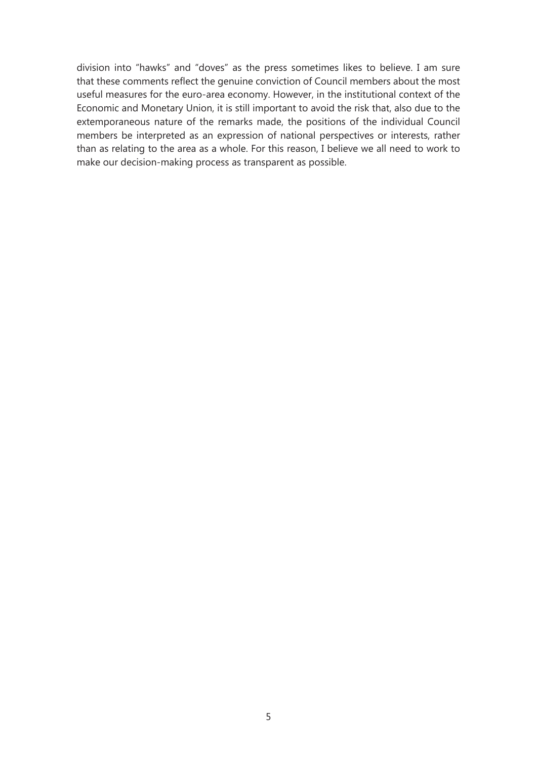division into "hawks" and "doves" as the press sometimes likes to believe. I am sure that these comments reflect the genuine conviction of Council members about the most useful measures for the euro-area economy. However, in the institutional context of the Economic and Monetary Union, it is still important to avoid the risk that, also due to the extemporaneous nature of the remarks made, the positions of the individual Council members be interpreted as an expression of national perspectives or interests, rather than as relating to the area as a whole. For this reason, I believe we all need to work to make our decision-making process as transparent as possible.